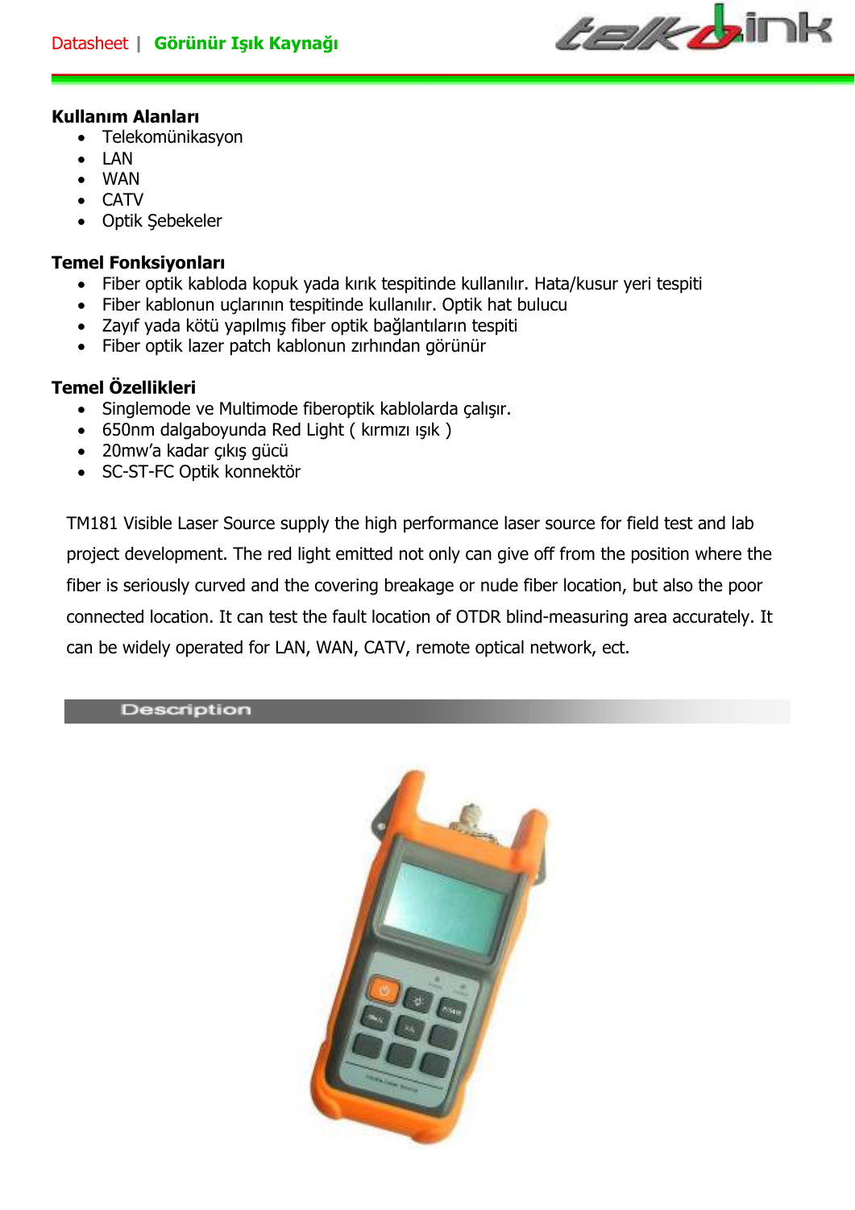Datasheet | **Görünür Işık Kaynağı**

### Kullanım Alanları

- Telekomünikasyon
- LAN
- WAN
- CATV
- Optik Şebekeler

### Temel Fonksiyonları

- Fiber optik kabloda kopuk yada kırık tespitinde kullanılır. Hata/kusur yeri tespiti
- Fiber kablonun uçlarının tespitinde kullanılır. Optik hat bulucu
- Zayıf yada kötü yapılmış fiber optik bağlantıların tespiti
- Fiber optik lazer patch kablonun zırhından görünür

### Temel Özellikleri

- Singlemode ve Multimode fiberoptik kablolarda çalışır.
- 650nm dalgaboyunda Red Light ( kırmızı ışık )
- 20mw'a kadar çıkış gücü
- SC-ST-FC Optik konnektör

TM181 Visible Laser Source supply the high performance laser source for field test and lab project development. The red light emitted not only can give off from the position where the fiber is seriously curved and the covering breakage or nude fiber location, but also the poor connected location. It can test the fault location of OTDR blind-measuring area accurately. It can be widely operated for LAN, WAN, CATV, remote optical network, ect.

## Description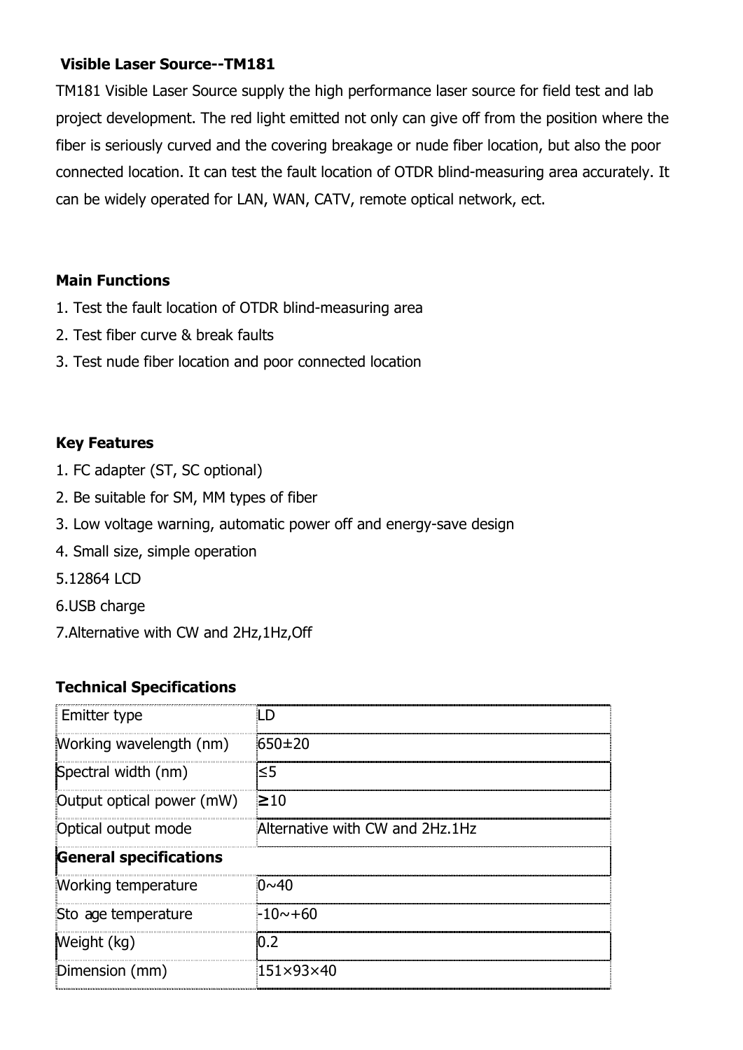## Visible Laser Source--TM181

TM181 Visible Laser Source supply the high performance laser source for field test and lab project development. The red light emitted not only can give off from the position where the fiber is seriously curved and the covering breakage or nude fiber location, but also the poor connected location. It can test the fault location of OTDR blind-measuring area accurately. It can be widely operated for LAN, WAN, CATV, remote optical network, ect.

### Main Functions

1. Test the fault location of OTDR blind-measuring area
2. Test fiber curve & break faults
3. Test nude fiber location and poor connected location

### Key Features

1. FC adapter (ST, SC optional)
2. Be suitable for SM, MM types of fiber
3. Low voltage warning, automatic power off and energy-save design
4. Small size, simple operation
5. 12864 LCD
6. USB charge
7. Alternative with CW and 2Hz,1Hz,Off

### Technical Specifications

| Emitter type | LD |
|---|---|
| Working wavelength (nm) | 650±20 |
| Spectral width (nm) | ≤5 |
| Output optical power (mW) | ≥10 |
| Optical output mode | Alternative with CW and 2Hz.1Hz |
| **General specifications** | |
| Working temperature | 0~40 |
| Sto age temperature | -10~+60 |
| Weight (kg) | 0.2 |
| Dimension (mm) | 151×93×40 |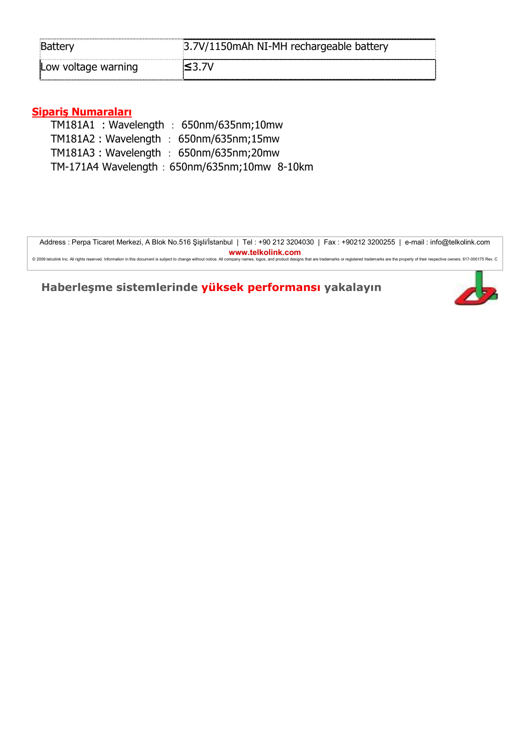| | |
|---|---|
| Battery | 3.7V/1150mAh NI-MH rechargeable battery |
| Low voltage warning | ≤3.7V |

**Sipariş Numaraları**

TM181A1 : Wavelength : 650nm/635nm;10mw
TM181A2 : Wavelength : 650nm/635nm;15mw
TM181A3 : Wavelength : 650nm/635nm;20mw
TM-171A4 Wavelength : 650nm/635nm;10mw 8-10km

Address : Perpa Ticaret Merkezi, A Blok No.516 Şişli/İstanbul | Tel : +90 212 3204030 | Fax : +90212 3200255 | e-mail : info@telkolink.com
www.telkolink.com
© 2009 telcolink Inc. All rights reserved. Information in this document is subject to change without notice. All company names, logos, and product designs that are trademarks or registered trademarks are the property of their respective owners. 617-000175 Rev. C

**Haberleşme sistemlerinde yüksek performansı yakalayın**